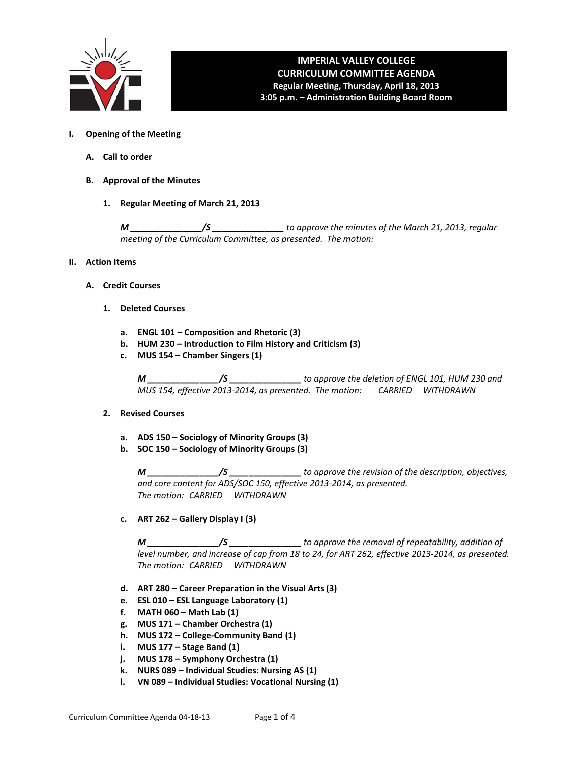# IMPERIAL VALLEY COLLEGE
## CURRICULUM COMMITTEE AGENDA
**Regular Meeting, Thursday, April 18, 2013**
**3:05 p.m. – Administration Building Board Room**

**I. Opening of the Meeting**

**A. Call to order**

**B. Approval of the Minutes**

**1. Regular Meeting of March 21, 2013**

*M _______________/S _______________ to approve the minutes of the March 21, 2013, regular meeting of the Curriculum Committee, as presented. The motion:*

**II. Action Items**

**A. Credit Courses**

**1. Deleted Courses**

**a. ENGL 101 – Composition and Rhetoric (3)**
**b. HUM 230 – Introduction to Film History and Criticism (3)**
**c. MUS 154 – Chamber Singers (1)**

*M _______________/S _______________ to approve the deletion of ENGL 101, HUM 230 and MUS 154, effective 2013-2014, as presented. The motion: CARRIED WITHDRAWN*

**2. Revised Courses**

**a. ADS 150 – Sociology of Minority Groups (3)**
**b. SOC 150 – Sociology of Minority Groups (3)**

*M _______________/S _______________ to approve the revision of the description, objectives, and core content for ADS/SOC 150, effective 2013-2014, as presented.*
*The motion: CARRIED WITHDRAWN*

**c. ART 262 – Gallery Display I (3)**

*M _______________/S _______________ to approve the removal of repeatability, addition of level number, and increase of cap from 18 to 24, for ART 262, effective 2013-2014, as presented.*
*The motion: CARRIED WITHDRAWN*

**d. ART 280 – Career Preparation in the Visual Arts (3)**
**e. ESL 010 – ESL Language Laboratory (1)**
**f. MATH 060 – Math Lab (1)**
**g. MUS 171 – Chamber Orchestra (1)**
**h. MUS 172 – College-Community Band (1)**
**i. MUS 177 – Stage Band (1)**
**j. MUS 178 – Symphony Orchestra (1)**
**k. NURS 089 – Individual Studies: Nursing AS (1)**
**l. VN 089 – Individual Studies: Vocational Nursing (1)**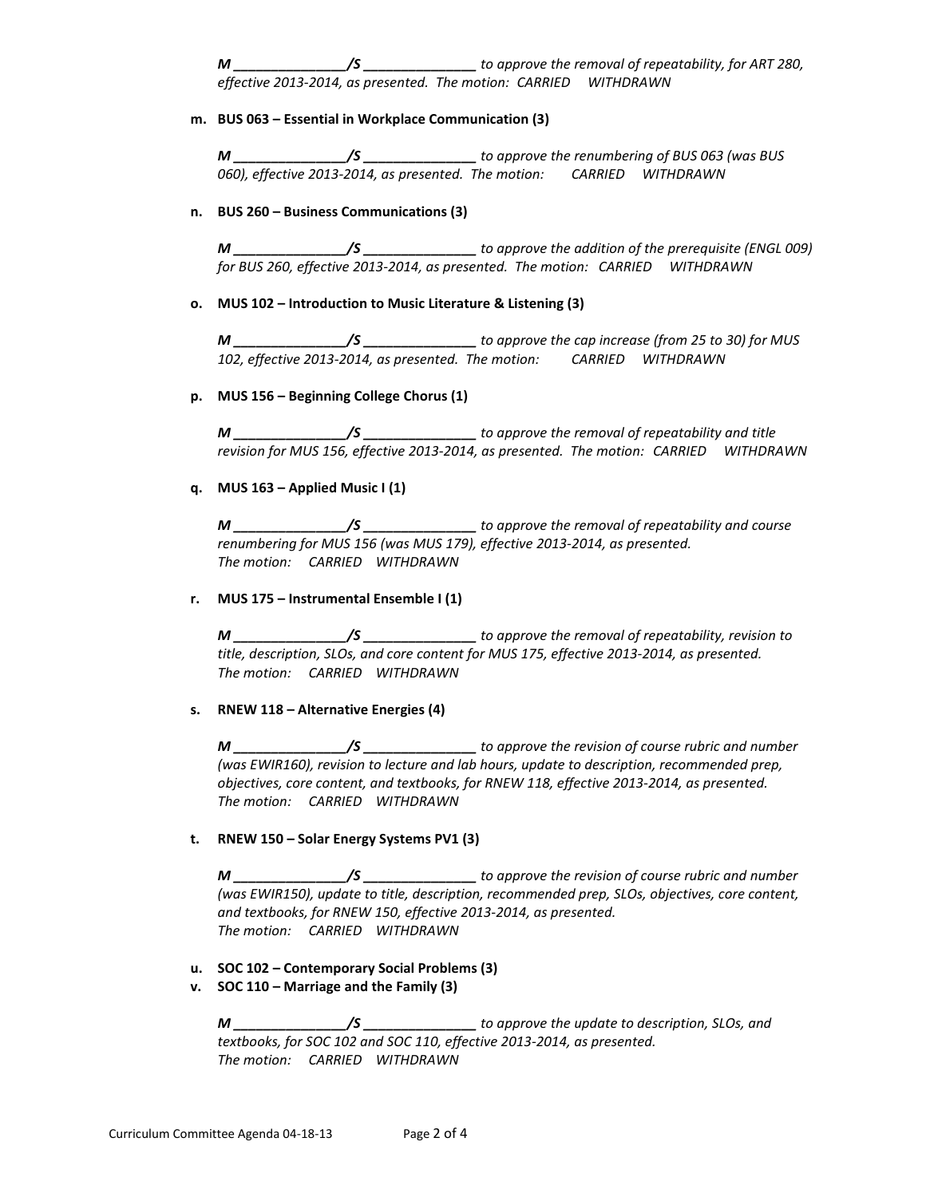*M \_\_\_\_\_\_\_\_\_\_\_\_\_\_\_/S \_\_\_\_\_\_\_\_\_\_\_\_\_\_\_ to approve the removal of repeatability, for ART 280, effective 2013-2014, as presented. The motion: CARRIED WITHDRAWN*

**m. BUS 063 – Essential in Workplace Communication (3)**

*M \_\_\_\_\_\_\_\_\_\_\_\_\_\_\_/S \_\_\_\_\_\_\_\_\_\_\_\_\_\_\_ to approve the renumbering of BUS 063 (was BUS 060), effective 2013-2014, as presented. The motion: CARRIED WITHDRAWN*

**n. BUS 260 – Business Communications (3)**

*M \_\_\_\_\_\_\_\_\_\_\_\_\_\_\_/S \_\_\_\_\_\_\_\_\_\_\_\_\_\_\_ to approve the addition of the prerequisite (ENGL 009) for BUS 260, effective 2013-2014, as presented. The motion: CARRIED WITHDRAWN*

**o. MUS 102 – Introduction to Music Literature & Listening (3)**

*M \_\_\_\_\_\_\_\_\_\_\_\_\_\_\_/S \_\_\_\_\_\_\_\_\_\_\_\_\_\_\_ to approve the cap increase (from 25 to 30) for MUS 102, effective 2013-2014, as presented. The motion: CARRIED WITHDRAWN*

**p. MUS 156 – Beginning College Chorus (1)**

*M \_\_\_\_\_\_\_\_\_\_\_\_\_\_\_/S \_\_\_\_\_\_\_\_\_\_\_\_\_\_\_ to approve the removal of repeatability and title revision for MUS 156, effective 2013-2014, as presented. The motion: CARRIED WITHDRAWN*

**q. MUS 163 – Applied Music I (1)**

*M \_\_\_\_\_\_\_\_\_\_\_\_\_\_\_/S \_\_\_\_\_\_\_\_\_\_\_\_\_\_\_ to approve the removal of repeatability and course renumbering for MUS 156 (was MUS 179), effective 2013-2014, as presented. The motion: CARRIED WITHDRAWN*

**r. MUS 175 – Instrumental Ensemble I (1)**

*M \_\_\_\_\_\_\_\_\_\_\_\_\_\_\_/S \_\_\_\_\_\_\_\_\_\_\_\_\_\_\_ to approve the removal of repeatability, revision to title, description, SLOs, and core content for MUS 175, effective 2013-2014, as presented. The motion: CARRIED WITHDRAWN*

**s. RNEW 118 – Alternative Energies (4)**

*M \_\_\_\_\_\_\_\_\_\_\_\_\_\_\_/S \_\_\_\_\_\_\_\_\_\_\_\_\_\_\_ to approve the revision of course rubric and number (was EWIR160), revision to lecture and lab hours, update to description, recommended prep, objectives, core content, and textbooks, for RNEW 118, effective 2013-2014, as presented. The motion: CARRIED WITHDRAWN*

**t. RNEW 150 – Solar Energy Systems PV1 (3)**

*M \_\_\_\_\_\_\_\_\_\_\_\_\_\_\_/S \_\_\_\_\_\_\_\_\_\_\_\_\_\_\_ to approve the revision of course rubric and number (was EWIR150), update to title, description, recommended prep, SLOs, objectives, core content, and textbooks, for RNEW 150, effective 2013-2014, as presented. The motion: CARRIED WITHDRAWN*

**u. SOC 102 – Contemporary Social Problems (3)**

**v. SOC 110 – Marriage and the Family (3)**

*M \_\_\_\_\_\_\_\_\_\_\_\_\_\_\_/S \_\_\_\_\_\_\_\_\_\_\_\_\_\_\_ to approve the update to description, SLOs, and textbooks, for SOC 102 and SOC 110, effective 2013-2014, as presented. The motion: CARRIED WITHDRAWN*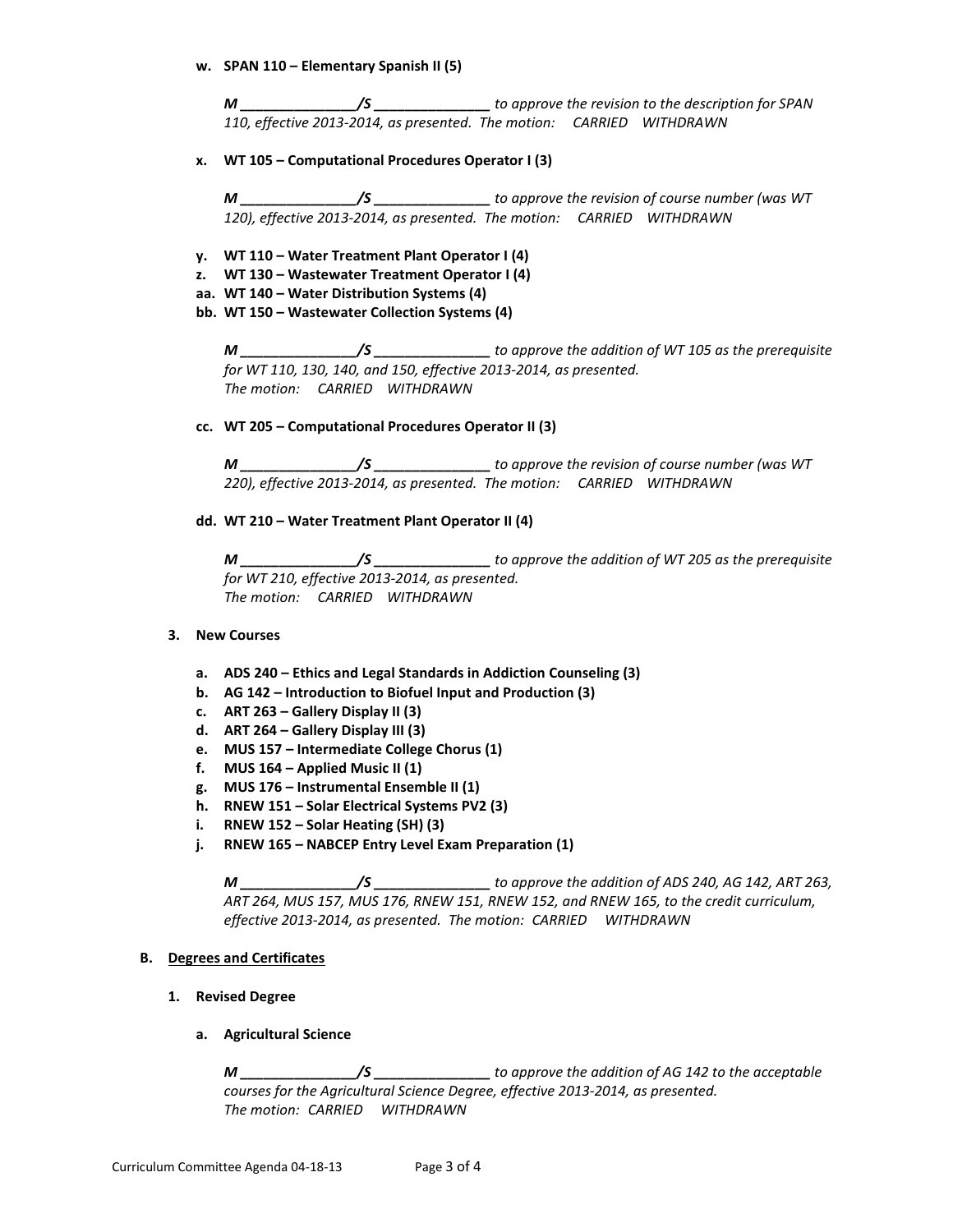**w. SPAN 110 – Elementary Spanish II (5)**

*M _______________/S _______________ to approve the revision to the description for SPAN 110, effective 2013-2014, as presented. The motion: CARRIED WITHDRAWN*

**x. WT 105 – Computational Procedures Operator I (3)**

*M _______________/S _______________ to approve the revision of course number (was WT 120), effective 2013-2014, as presented. The motion: CARRIED WITHDRAWN*

**y. WT 110 – Water Treatment Plant Operator I (4)**
**z. WT 130 – Wastewater Treatment Operator I (4)**
**aa. WT 140 – Water Distribution Systems (4)**
**bb. WT 150 – Wastewater Collection Systems (4)**

*M _______________/S _______________ to approve the addition of WT 105 as the prerequisite for WT 110, 130, 140, and 150, effective 2013-2014, as presented.*
*The motion: CARRIED WITHDRAWN*

**cc. WT 205 – Computational Procedures Operator II (3)**

*M _______________/S _______________ to approve the revision of course number (was WT 220), effective 2013-2014, as presented. The motion: CARRIED WITHDRAWN*

**dd. WT 210 – Water Treatment Plant Operator II (4)**

*M _______________/S _______________ to approve the addition of WT 205 as the prerequisite for WT 210, effective 2013-2014, as presented.*
*The motion: CARRIED WITHDRAWN*

### 3. New Courses

**a. ADS 240 – Ethics and Legal Standards in Addiction Counseling (3)**
**b. AG 142 – Introduction to Biofuel Input and Production (3)**
**c. ART 263 – Gallery Display II (3)**
**d. ART 264 – Gallery Display III (3)**
**e. MUS 157 – Intermediate College Chorus (1)**
**f. MUS 164 – Applied Music II (1)**
**g. MUS 176 – Instrumental Ensemble II (1)**
**h. RNEW 151 – Solar Electrical Systems PV2 (3)**
**i. RNEW 152 – Solar Heating (SH) (3)**
**j. RNEW 165 – NABCEP Entry Level Exam Preparation (1)**

*M _______________/S _______________ to approve the addition of ADS 240, AG 142, ART 263, ART 264, MUS 157, MUS 176, RNEW 151, RNEW 152, and RNEW 165, to the credit curriculum, effective 2013-2014, as presented. The motion: CARRIED WITHDRAWN*

## B. Degrees and Certificates

### 1. Revised Degree

**a. Agricultural Science**

*M _______________/S _______________ to approve the addition of AG 142 to the acceptable courses for the Agricultural Science Degree, effective 2013-2014, as presented.*
*The motion: CARRIED WITHDRAWN*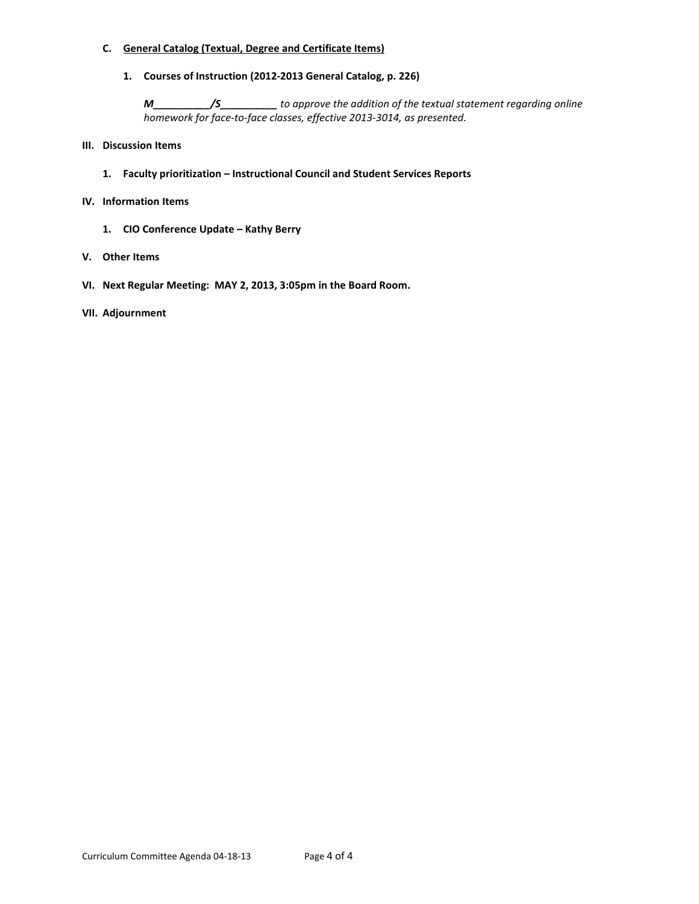**C. General Catalog (Textual, Degree and Certificate Items)**

**1. Courses of Instruction (2012-2013 General Catalog, p. 226)**

***M__________/S__________*** *to approve the addition of the textual statement regarding online homework for face-to-face classes, effective 2013-3014, as presented.*

**III. Discussion Items**

**1. Faculty prioritization – Instructional Council and Student Services Reports**

**IV. Information Items**

**1. CIO Conference Update – Kathy Berry**

**V. Other Items**

**VI. Next Regular Meeting: MAY 2, 2013, 3:05pm in the Board Room.**

**VII. Adjournment**